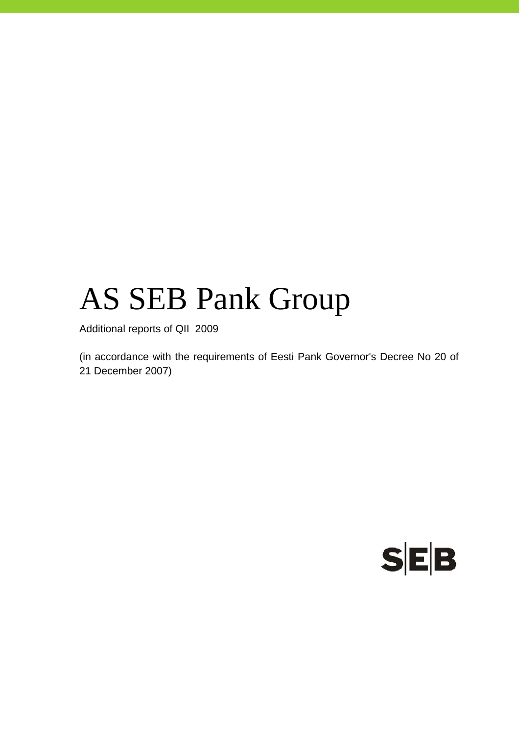# AS SEB Pank Group

Additional reports of QII 2009

(in accordance with the requirements of Eesti Pank Governor's Decree No 20 of 21 December 2007)

SEB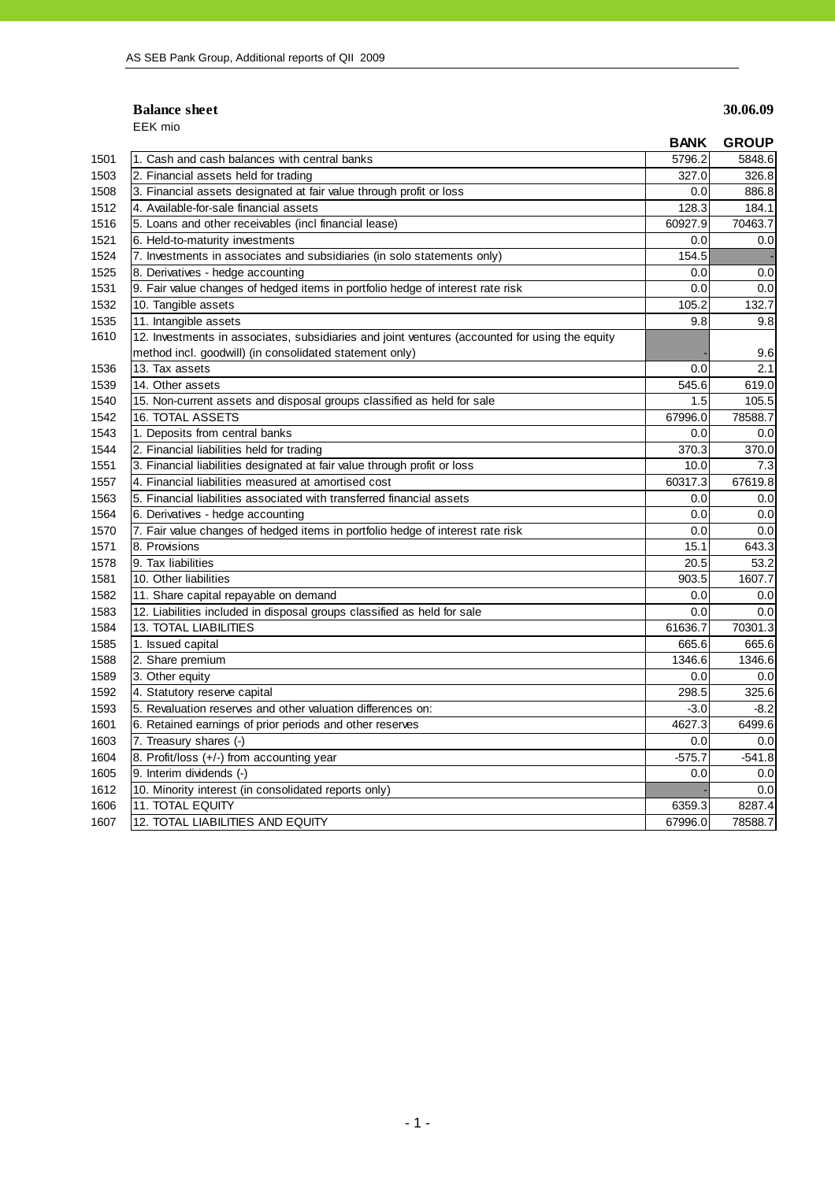## Balance sheet

**30.06.09**

EEK mio

| | | BANK | GROUP |
|---|---|---|---|
| 1501 | 1. Cash and cash balances with central banks | 5796.2 | 5848.6 |
| 1503 | 2. Financial assets held for trading | 327.0 | 326.8 |
| 1508 | 3. Financial assets designated at fair value through profit or loss | 0.0 | 886.8 |
| 1512 | 4. Available-for-sale financial assets | 128.3 | 184.1 |
| 1516 | 5. Loans and other receivables (incl financial lease) | 60927.9 | 70463.7 |
| 1521 | 6. Held-to-maturity investments | 0.0 | 0.0 |
| 1524 | 7. Investments in associates and subsidiaries (in solo statements only) | 154.5 | - |
| 1525 | 8. Derivatives - hedge accounting | 0.0 | 0.0 |
| 1531 | 9. Fair value changes of hedged items in portfolio hedge of interest rate risk | 0.0 | 0.0 |
| 1532 | 10. Tangible assets | 105.2 | 132.7 |
| 1535 | 11. Intangible assets | 9.8 | 9.8 |
| 1610 | 12. Investments in associates, subsidiaries and joint ventures (accounted for using the equity method incl. goodwill) (in consolidated statement only) | - | 9.6 |
| 1536 | 13. Tax assets | 0.0 | 2.1 |
| 1539 | 14. Other assets | 545.6 | 619.0 |
| 1540 | 15. Non-current assets and disposal groups classified as held for sale | 1.5 | 105.5 |
| 1542 | 16. TOTAL ASSETS | 67996.0 | 78588.7 |
| 1543 | 1. Deposits from central banks | 0.0 | 0.0 |
| 1544 | 2. Financial liabilities held for trading | 370.3 | 370.0 |
| 1551 | 3. Financial liabilities designated at fair value through profit or loss | 10.0 | 7.3 |
| 1557 | 4. Financial liabilities measured at amortised cost | 60317.3 | 67619.8 |
| 1563 | 5. Financial liabilities associated with transferred financial assets | 0.0 | 0.0 |
| 1564 | 6. Derivatives - hedge accounting | 0.0 | 0.0 |
| 1570 | 7. Fair value changes of hedged items in portfolio hedge of interest rate risk | 0.0 | 0.0 |
| 1571 | 8. Provisions | 15.1 | 643.3 |
| 1578 | 9. Tax liabilities | 20.5 | 53.2 |
| 1581 | 10. Other liabilities | 903.5 | 1607.7 |
| 1582 | 11. Share capital repayable on demand | 0.0 | 0.0 |
| 1583 | 12. Liabilities included in disposal groups classified as held for sale | 0.0 | 0.0 |
| 1584 | 13. TOTAL LIABILITIES | 61636.7 | 70301.3 |
| 1585 | 1. Issued capital | 665.6 | 665.6 |
| 1588 | 2. Share premium | 1346.6 | 1346.6 |
| 1589 | 3. Other equity | 0.0 | 0.0 |
| 1592 | 4. Statutory reserve capital | 298.5 | 325.6 |
| 1593 | 5. Revaluation reserves and other valuation differences on: | -3.0 | -8.2 |
| 1601 | 6. Retained earnings of prior periods and other reserves | 4627.3 | 6499.6 |
| 1603 | 7. Treasury shares (-) | 0.0 | 0.0 |
| 1604 | 8. Profit/loss (+/-) from accounting year | -575.7 | -541.8 |
| 1605 | 9. Interim dividends (-) | 0.0 | 0.0 |
| 1612 | 10. Minority interest (in consolidated reports only) | - | 0.0 |
| 1606 | 11. TOTAL EQUITY | 6359.3 | 8287.4 |
| 1607 | 12. TOTAL LIABILITIES AND EQUITY | 67996.0 | 78588.7 |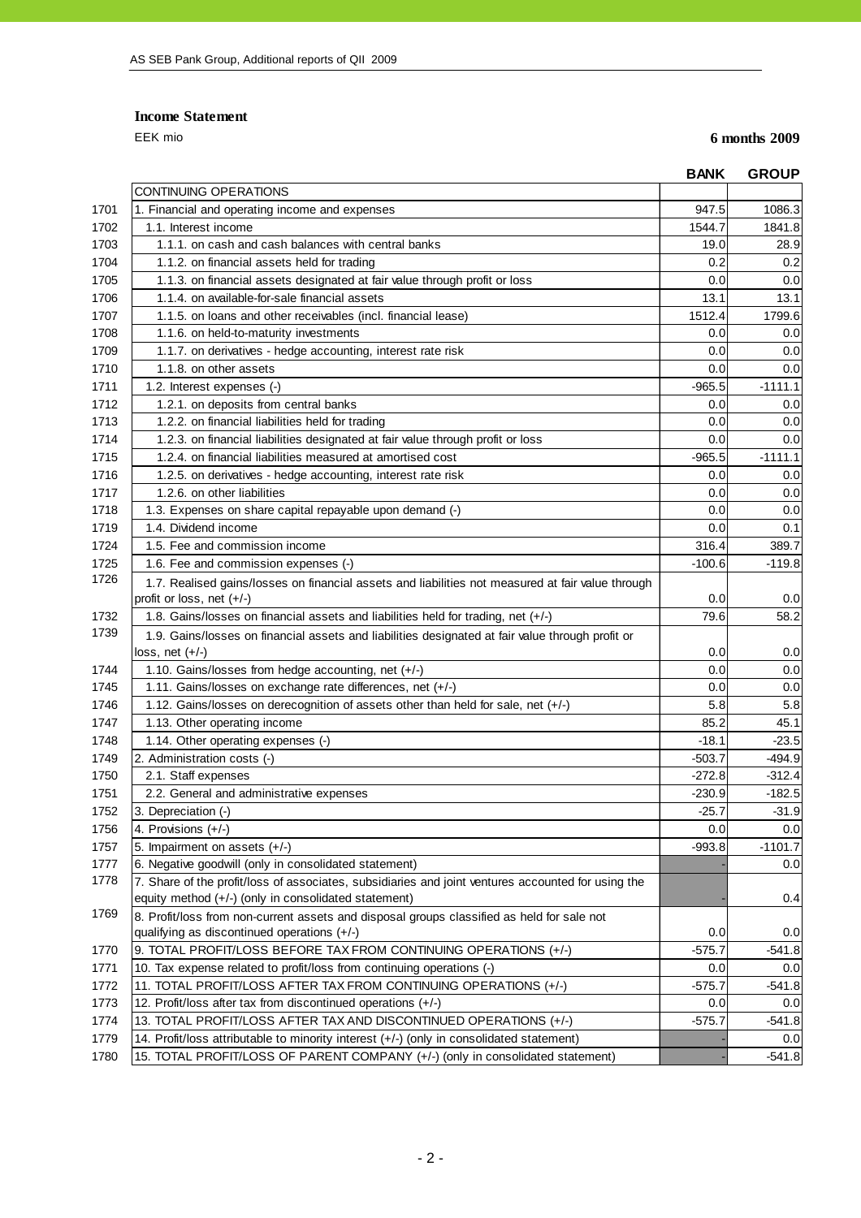## Income Statement

EEK mio

**6 months 2009**

| | | BANK | GROUP |
|---|---|---|---|
| | CONTINUING OPERATIONS | | |
| 1701 | 1. Financial and operating income and expenses | 947.5 | 1086.3 |
| 1702 | 1.1. Interest income | 1544.7 | 1841.8 |
| 1703 | 1.1.1. on cash and cash balances with central banks | 19.0 | 28.9 |
| 1704 | 1.1.2. on financial assets held for trading | 0.2 | 0.2 |
| 1705 | 1.1.3. on financial assets designated at fair value through profit or loss | 0.0 | 0.0 |
| 1706 | 1.1.4. on available-for-sale financial assets | 13.1 | 13.1 |
| 1707 | 1.1.5. on loans and other receivables (incl. financial lease) | 1512.4 | 1799.6 |
| 1708 | 1.1.6. on held-to-maturity investments | 0.0 | 0.0 |
| 1709 | 1.1.7. on derivatives - hedge accounting, interest rate risk | 0.0 | 0.0 |
| 1710 | 1.1.8. on other assets | 0.0 | 0.0 |
| 1711 | 1.2. Interest expenses (-) | -965.5 | -1111.1 |
| 1712 | 1.2.1. on deposits from central banks | 0.0 | 0.0 |
| 1713 | 1.2.2. on financial liabilities held for trading | 0.0 | 0.0 |
| 1714 | 1.2.3. on financial liabilities designated at fair value through profit or loss | 0.0 | 0.0 |
| 1715 | 1.2.4. on financial liabilities measured at amortised cost | -965.5 | -1111.1 |
| 1716 | 1.2.5. on derivatives - hedge accounting, interest rate risk | 0.0 | 0.0 |
| 1717 | 1.2.6. on other liabilities | 0.0 | 0.0 |
| 1718 | 1.3. Expenses on share capital repayable upon demand (-) | 0.0 | 0.0 |
| 1719 | 1.4. Dividend income | 0.0 | 0.1 |
| 1724 | 1.5. Fee and commission income | 316.4 | 389.7 |
| 1725 | 1.6. Fee and commission expenses (-) | -100.6 | -119.8 |
| 1726 | 1.7. Realised gains/losses on financial assets and liabilities not measured at fair value through profit or loss, net (+/-) | 0.0 | 0.0 |
| 1732 | 1.8. Gains/losses on financial assets and liabilities held for trading, net (+/-) | 79.6 | 58.2 |
| 1739 | 1.9. Gains/losses on financial assets and liabilities designated at fair value through profit or loss, net (+/-) | 0.0 | 0.0 |
| 1744 | 1.10. Gains/losses from hedge accounting, net (+/-) | 0.0 | 0.0 |
| 1745 | 1.11. Gains/losses on exchange rate differences, net (+/-) | 0.0 | 0.0 |
| 1746 | 1.12. Gains/losses on derecognition of assets other than held for sale, net (+/-) | 5.8 | 5.8 |
| 1747 | 1.13. Other operating income | 85.2 | 45.1 |
| 1748 | 1.14. Other operating expenses (-) | -18.1 | -23.5 |
| 1749 | 2. Administration costs (-) | -503.7 | -494.9 |
| 1750 | 2.1. Staff expenses | -272.8 | -312.4 |
| 1751 | 2.2. General and administrative expenses | -230.9 | -182.5 |
| 1752 | 3. Depreciation (-) | -25.7 | -31.9 |
| 1756 | 4. Provisions (+/-) | 0.0 | 0.0 |
| 1757 | 5. Impairment on assets (+/-) | -993.8 | -1101.7 |
| 1777 | 6. Negative goodwill (only in consolidated statement) | - | 0.0 |
| 1778 | 7. Share of the profit/loss of associates, subsidiaries and joint ventures accounted for using the equity method (+/-) (only in consolidated statement) | - | 0.4 |
| 1769 | 8. Profit/loss from non-current assets and disposal groups classified as held for sale not qualifying as discontinued operations (+/-) | 0.0 | 0.0 |
| 1770 | 9. TOTAL PROFIT/LOSS BEFORE TAX FROM CONTINUING OPERATIONS (+/-) | -575.7 | -541.8 |
| 1771 | 10. Tax expense related to profit/loss from continuing operations (-) | 0.0 | 0.0 |
| 1772 | 11. TOTAL PROFIT/LOSS AFTER TAX FROM CONTINUING OPERATIONS (+/-) | -575.7 | -541.8 |
| 1773 | 12. Profit/loss after tax from discontinued operations (+/-) | 0.0 | 0.0 |
| 1774 | 13. TOTAL PROFIT/LOSS AFTER TAX AND DISCONTINUED OPERATIONS (+/-) | -575.7 | -541.8 |
| 1779 | 14. Profit/loss attributable to minority interest (+/-) (only in consolidated statement) | - | 0.0 |
| 1780 | 15. TOTAL PROFIT/LOSS OF PARENT COMPANY (+/-) (only in consolidated statement) | - | -541.8 |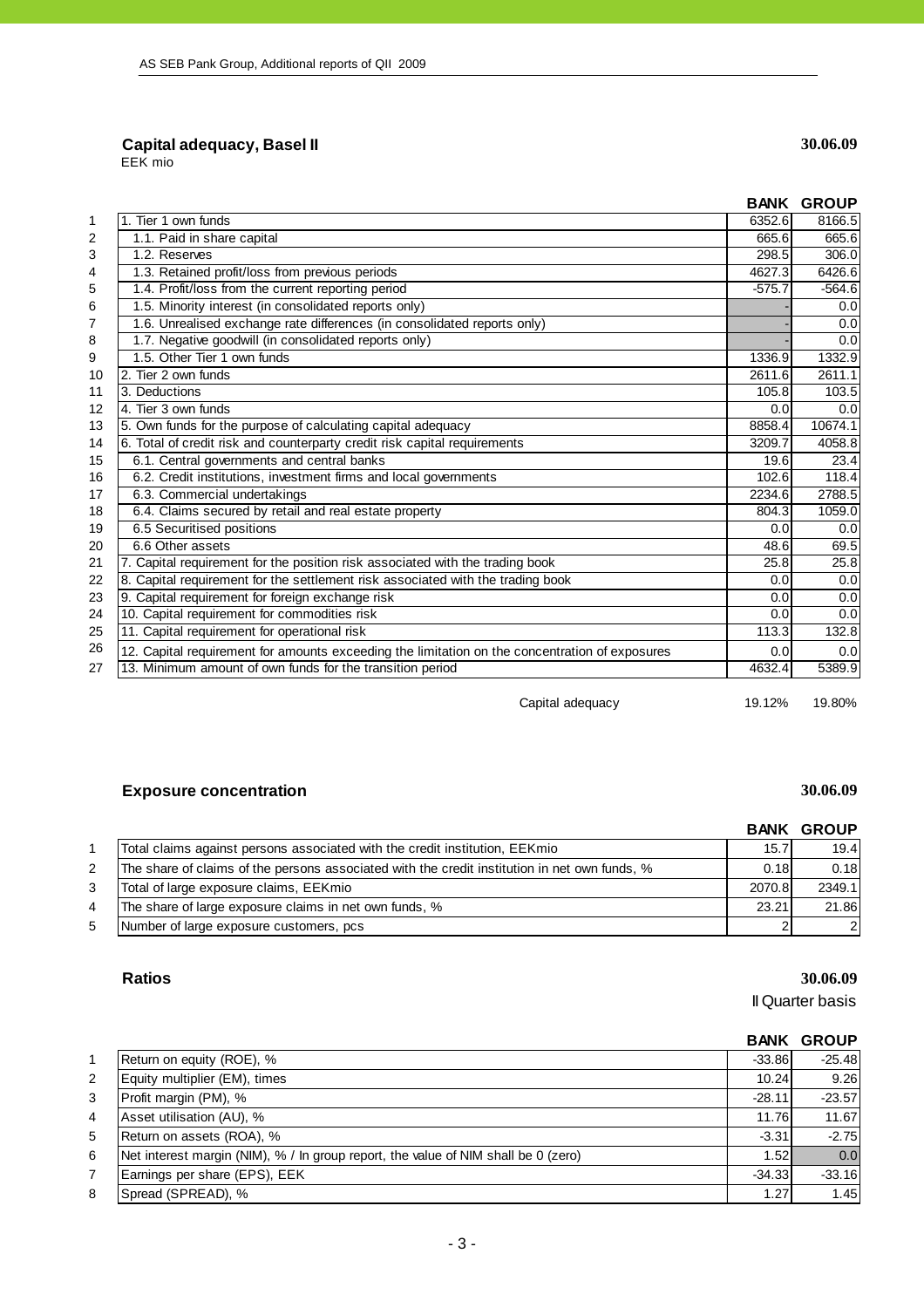## Capital adequacy, Basel II

EEK mio

**30.06.09**

| | | BANK | GROUP |
|---|---|---|---|
| 1 | 1. Tier 1 own funds | 6352.6 | 8166.5 |
| 2 | 1.1. Paid in share capital | 665.6 | 665.6 |
| 3 | 1.2. Reserves | 298.5 | 306.0 |
| 4 | 1.3. Retained profit/loss from previous periods | 4627.3 | 6426.6 |
| 5 | 1.4. Profit/loss from the current reporting period | -575.7 | -564.6 |
| 6 | 1.5. Minority interest (in consolidated reports only) | - | 0.0 |
| 7 | 1.6. Unrealised exchange rate differences (in consolidated reports only) | - | 0.0 |
| 8 | 1.7. Negative goodwill (in consolidated reports only) | - | 0.0 |
| 9 | 1.5. Other Tier 1 own funds | 1336.9 | 1332.9 |
| 10 | 2. Tier 2 own funds | 2611.6 | 2611.1 |
| 11 | 3. Deductions | 105.8 | 103.5 |
| 12 | 4. Tier 3 own funds | 0.0 | 0.0 |
| 13 | 5. Own funds for the purpose of calculating capital adequacy | 8858.4 | 10674.1 |
| 14 | 6. Total of credit risk and counterparty credit risk capital requirements | 3209.7 | 4058.8 |
| 15 | 6.1. Central governments and central banks | 19.6 | 23.4 |
| 16 | 6.2. Credit institutions, investment firms and local governments | 102.6 | 118.4 |
| 17 | 6.3. Commercial undertakings | 2234.6 | 2788.5 |
| 18 | 6.4. Claims secured by retail and real estate property | 804.3 | 1059.0 |
| 19 | 6.5 Securitised positions | 0.0 | 0.0 |
| 20 | 6.6 Other assets | 48.6 | 69.5 |
| 21 | 7. Capital requirement for the position risk associated with the trading book | 25.8 | 25.8 |
| 22 | 8. Capital requirement for the settlement risk associated with the trading book | 0.0 | 0.0 |
| 23 | 9. Capital requirement for foreign exchange risk | 0.0 | 0.0 |
| 24 | 10. Capital requirement for commodities risk | 0.0 | 0.0 |
| 25 | 11. Capital requirement for operational risk | 113.3 | 132.8 |
| 26 | 12. Capital requirement for amounts exceeding the limitation on the concentration of exposures | 0.0 | 0.0 |
| 27 | 13. Minimum amount of own funds for the transition period | 4632.4 | 5389.9 |
| | Capital adequacy | 19.12% | 19.80% |

## Exposure concentration

**30.06.09**

| | | BANK | GROUP |
|---|---|---|---|
| 1 | Total claims against persons associated with the credit institution, EEKmio | 15.7 | 19.4 |
| 2 | The share of claims of the persons associated with the credit institution in net own funds, % | 0.18 | 0.18 |
| 3 | Total of large exposure claims, EEKmio | 2070.8 | 2349.1 |
| 4 | The share of large exposure claims in net own funds, % | 23.21 | 21.86 |
| 5 | Number of large exposure customers, pcs | 2 | 2 |

## Ratios

**30.06.09**

II Quarter basis

| | | BANK | GROUP |
|---|---|---|---|
| 1 | Return on equity (ROE), % | -33.86 | -25.48 |
| 2 | Equity multiplier (EM), times | 10.24 | 9.26 |
| 3 | Profit margin (PM), % | -28.11 | -23.57 |
| 4 | Asset utilisation (AU), % | 11.76 | 11.67 |
| 5 | Return on assets (ROA), % | -3.31 | -2.75 |
| 6 | Net interest margin (NIM), % / In group report, the value of NIM shall be 0 (zero) | 1.52 | 0.0 |
| 7 | Earnings per share (EPS), EEK | -34.33 | -33.16 |
| 8 | Spread (SPREAD), % | 1.27 | 1.45 |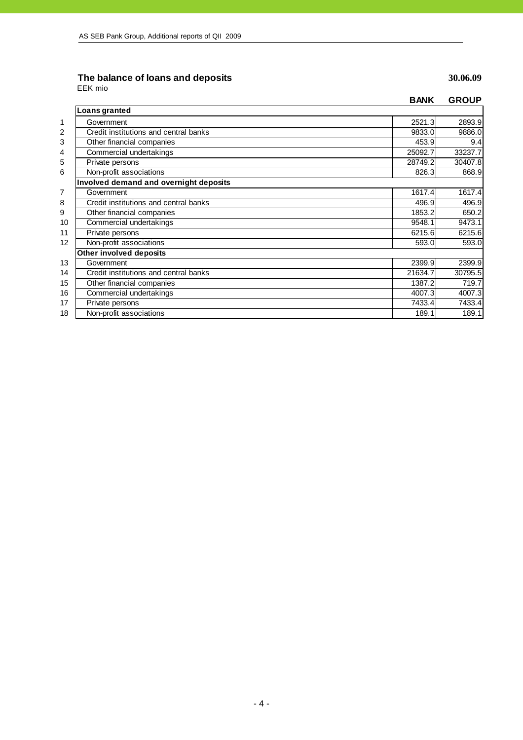## The balance of loans and deposits

EEK mio

30.06.09

| | | BANK | GROUP |
|---|---|---|---|
| | **Loans granted** | | |
| 1 | Government | 2521.3 | 2893.9 |
| 2 | Credit institutions and central banks | 9833.0 | 9886.0 |
| 3 | Other financial companies | 453.9 | 9.4 |
| 4 | Commercial undertakings | 25092.7 | 33237.7 |
| 5 | Private persons | 28749.2 | 30407.8 |
| 6 | Non-profit associations | 826.3 | 868.9 |
| | **Involved demand and overnight deposits** | | |
| 7 | Government | 1617.4 | 1617.4 |
| 8 | Credit institutions and central banks | 496.9 | 496.9 |
| 9 | Other financial companies | 1853.2 | 650.2 |
| 10 | Commercial undertakings | 9548.1 | 9473.1 |
| 11 | Private persons | 6215.6 | 6215.6 |
| 12 | Non-profit associations | 593.0 | 593.0 |
| | **Other involved deposits** | | |
| 13 | Government | 2399.9 | 2399.9 |
| 14 | Credit institutions and central banks | 21634.7 | 30795.5 |
| 15 | Other financial companies | 1387.2 | 719.7 |
| 16 | Commercial undertakings | 4007.3 | 4007.3 |
| 17 | Private persons | 7433.4 | 7433.4 |
| 18 | Non-profit associations | 189.1 | 189.1 |